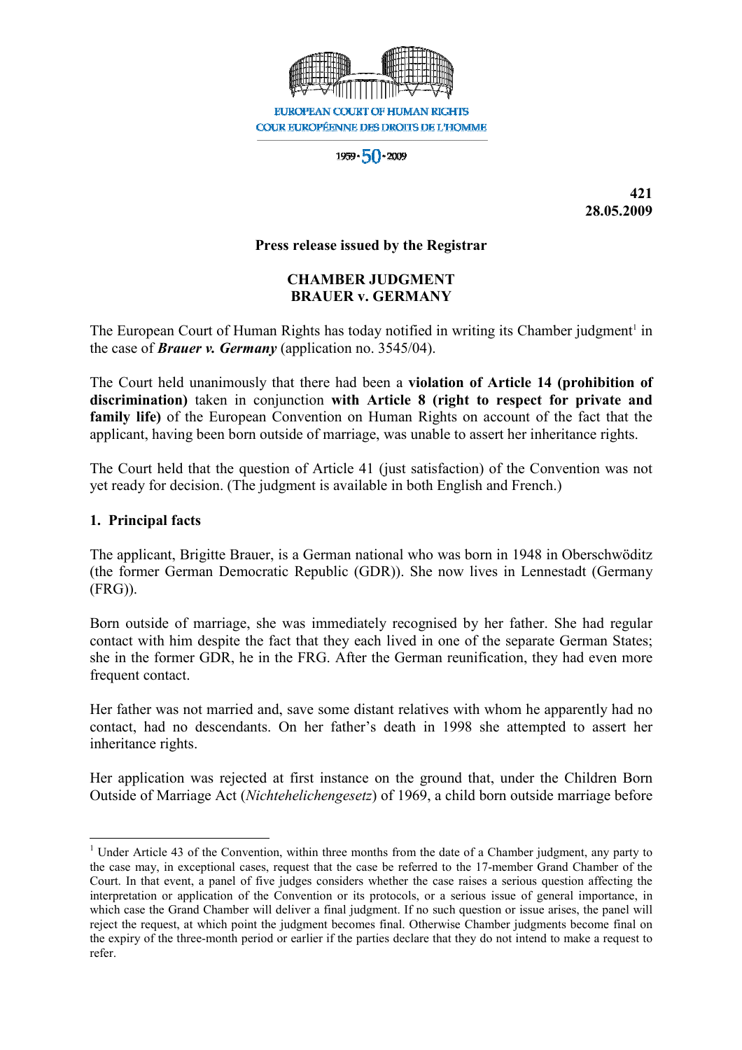EUROPEAN COURT OF HUMAN RIGHTS
COUR EUROPÉENNE DES DROITS DE L'HOMME

1959 · 50 · 2009

**421**
**28.05.2009**

**Press release issued by the Registrar**

**CHAMBER JUDGMENT**
**BRAUER v. GERMANY**

The European Court of Human Rights has today notified in writing its Chamber judgment[1] in the case of ***Brauer v. Germany*** (application no. 3545/04).

The Court held unanimously that there had been a **violation of Article 14 (prohibition of discrimination)** taken in conjunction **with Article 8 (right to respect for private and family life)** of the European Convention on Human Rights on account of the fact that the applicant, having been born outside of marriage, was unable to assert her inheritance rights.

The Court held that the question of Article 41 (just satisfaction) of the Convention was not yet ready for decision. (The judgment is available in both English and French.)

## 1. Principal facts

The applicant, Brigitte Brauer, is a German national who was born in 1948 in Oberschwöditz (the former German Democratic Republic (GDR)). She now lives in Lennestadt (Germany (FRG)).

Born outside of marriage, she was immediately recognised by her father. She had regular contact with him despite the fact that they each lived in one of the separate German States; she in the former GDR, he in the FRG. After the German reunification, they had even more frequent contact.

Her father was not married and, save some distant relatives with whom he apparently had no contact, had no descendants. On her father's death in 1998 she attempted to assert her inheritance rights.

Her application was rejected at first instance on the ground that, under the Children Born Outside of Marriage Act (*Nichtehelichengesetz*) of 1969, a child born outside marriage before

---

[1] Under Article 43 of the Convention, within three months from the date of a Chamber judgment, any party to the case may, in exceptional cases, request that the case be referred to the 17-member Grand Chamber of the Court. In that event, a panel of five judges considers whether the case raises a serious question affecting the interpretation or application of the Convention or its protocols, or a serious issue of general importance, in which case the Grand Chamber will deliver a final judgment. If no such question or issue arises, the panel will reject the request, at which point the judgment becomes final. Otherwise Chamber judgments become final on the expiry of the three-month period or earlier if the parties declare that they do not intend to make a request to refer.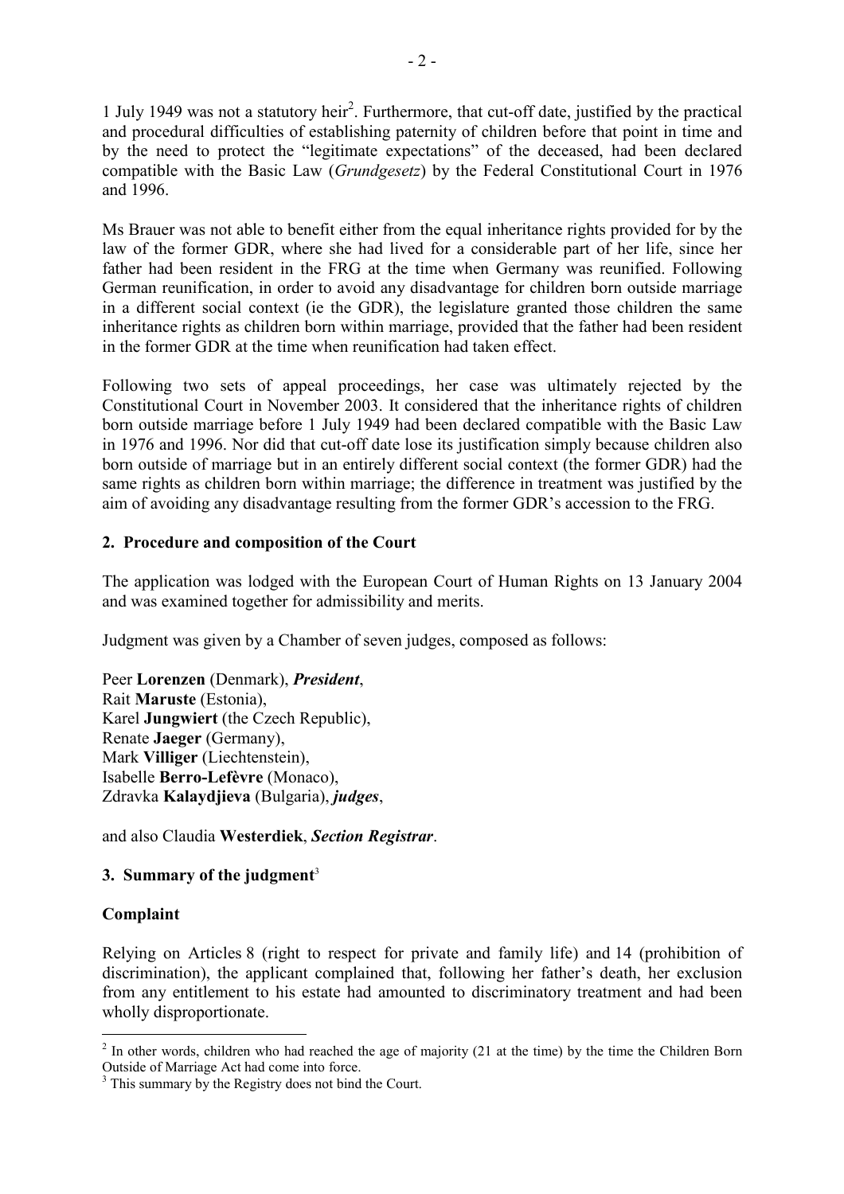1 July 1949 was not a statutory heir[2]. Furthermore, that cut-off date, justified by the practical and procedural difficulties of establishing paternity of children before that point in time and by the need to protect the "legitimate expectations" of the deceased, had been declared compatible with the Basic Law (*Grundgesetz*) by the Federal Constitutional Court in 1976 and 1996.

Ms Brauer was not able to benefit either from the equal inheritance rights provided for by the law of the former GDR, where she had lived for a considerable part of her life, since her father had been resident in the FRG at the time when Germany was reunified. Following German reunification, in order to avoid any disadvantage for children born outside marriage in a different social context (ie the GDR), the legislature granted those children the same inheritance rights as children born within marriage, provided that the father had been resident in the former GDR at the time when reunification had taken effect.

Following two sets of appeal proceedings, her case was ultimately rejected by the Constitutional Court in November 2003. It considered that the inheritance rights of children born outside marriage before 1 July 1949 had been declared compatible with the Basic Law in 1976 and 1996. Nor did that cut-off date lose its justification simply because children also born outside of marriage but in an entirely different social context (the former GDR) had the same rights as children born within marriage; the difference in treatment was justified by the aim of avoiding any disadvantage resulting from the former GDR's accession to the FRG.

## 2. Procedure and composition of the Court

The application was lodged with the European Court of Human Rights on 13 January 2004 and was examined together for admissibility and merits.

Judgment was given by a Chamber of seven judges, composed as follows:

Peer **Lorenzen** (Denmark), ***President***,  
Rait **Maruste** (Estonia),  
Karel **Jungwiert** (the Czech Republic),  
Renate **Jaeger** (Germany),  
Mark **Villiger** (Liechtenstein),  
Isabelle **Berro-Lefèvre** (Monaco),  
Zdravka **Kalaydjieva** (Bulgaria), ***judges***,

and also Claudia **Westerdiek**, ***Section Registrar***.

## 3. Summary of the judgment[3]

### Complaint

Relying on Articles 8 (right to respect for private and family life) and 14 (prohibition of discrimination), the applicant complained that, following her father's death, her exclusion from any entitlement to his estate had amounted to discriminatory treatment and had been wholly disproportionate.

---

[2] In other words, children who had reached the age of majority (21 at the time) by the time the Children Born Outside of Marriage Act had come into force.

[3] This summary by the Registry does not bind the Court.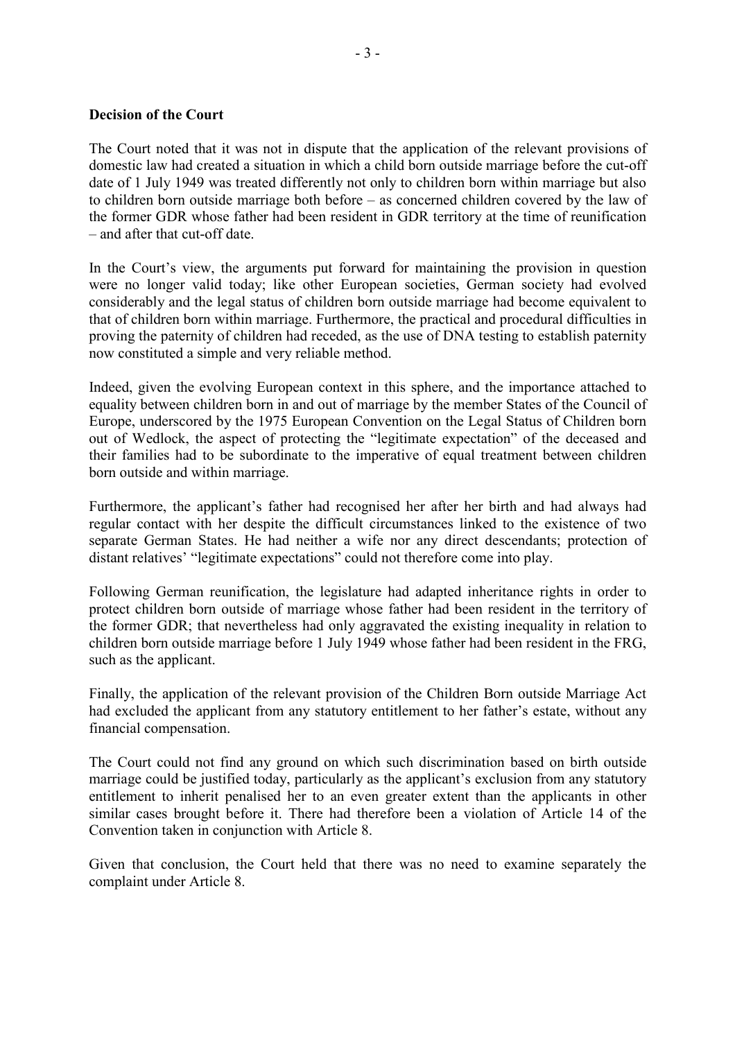**Decision of the Court**

The Court noted that it was not in dispute that the application of the relevant provisions of domestic law had created a situation in which a child born outside marriage before the cut-off date of 1 July 1949 was treated differently not only to children born within marriage but also to children born outside marriage both before – as concerned children covered by the law of the former GDR whose father had been resident in GDR territory at the time of reunification – and after that cut-off date.

In the Court's view, the arguments put forward for maintaining the provision in question were no longer valid today; like other European societies, German society had evolved considerably and the legal status of children born outside marriage had become equivalent to that of children born within marriage. Furthermore, the practical and procedural difficulties in proving the paternity of children had receded, as the use of DNA testing to establish paternity now constituted a simple and very reliable method.

Indeed, given the evolving European context in this sphere, and the importance attached to equality between children born in and out of marriage by the member States of the Council of Europe, underscored by the 1975 European Convention on the Legal Status of Children born out of Wedlock, the aspect of protecting the "legitimate expectation" of the deceased and their families had to be subordinate to the imperative of equal treatment between children born outside and within marriage.

Furthermore, the applicant's father had recognised her after her birth and had always had regular contact with her despite the difficult circumstances linked to the existence of two separate German States. He had neither a wife nor any direct descendants; protection of distant relatives' "legitimate expectations" could not therefore come into play.

Following German reunification, the legislature had adapted inheritance rights in order to protect children born outside of marriage whose father had been resident in the territory of the former GDR; that nevertheless had only aggravated the existing inequality in relation to children born outside marriage before 1 July 1949 whose father had been resident in the FRG, such as the applicant.

Finally, the application of the relevant provision of the Children Born outside Marriage Act had excluded the applicant from any statutory entitlement to her father's estate, without any financial compensation.

The Court could not find any ground on which such discrimination based on birth outside marriage could be justified today, particularly as the applicant's exclusion from any statutory entitlement to inherit penalised her to an even greater extent than the applicants in other similar cases brought before it. There had therefore been a violation of Article 14 of the Convention taken in conjunction with Article 8.

Given that conclusion, the Court held that there was no need to examine separately the complaint under Article 8.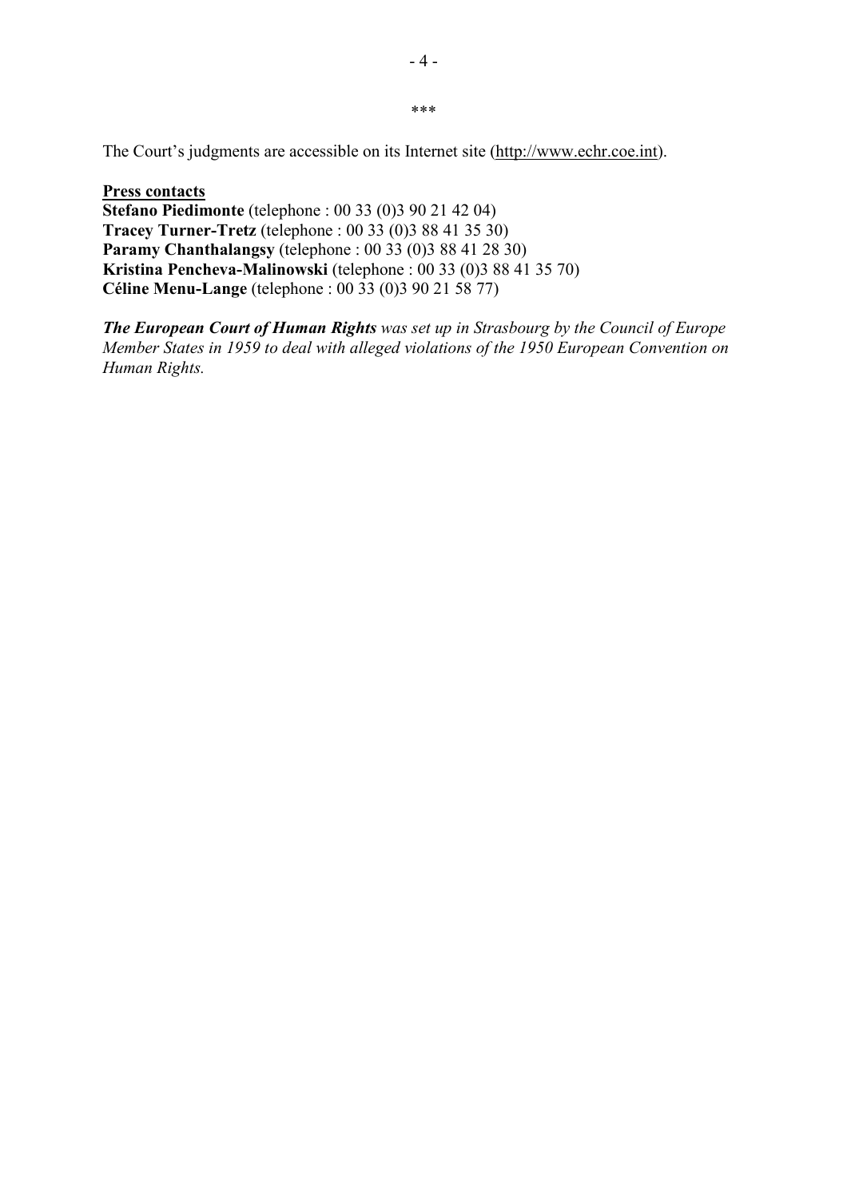***

The Court's judgments are accessible on its Internet site (http://www.echr.coe.int).

**Press contacts**

**Stefano Piedimonte** (telephone : 00 33 (0)3 90 21 42 04)
**Tracey Turner-Tretz** (telephone : 00 33 (0)3 88 41 35 30)
**Paramy Chanthalangsy** (telephone : 00 33 (0)3 88 41 28 30)
**Kristina Pencheva-Malinowski** (telephone : 00 33 (0)3 88 41 35 70)
**Céline Menu-Lange** (telephone : 00 33 (0)3 90 21 58 77)

***The European Court of Human Rights** was set up in Strasbourg by the Council of Europe Member States in 1959 to deal with alleged violations of the 1950 European Convention on Human Rights.*